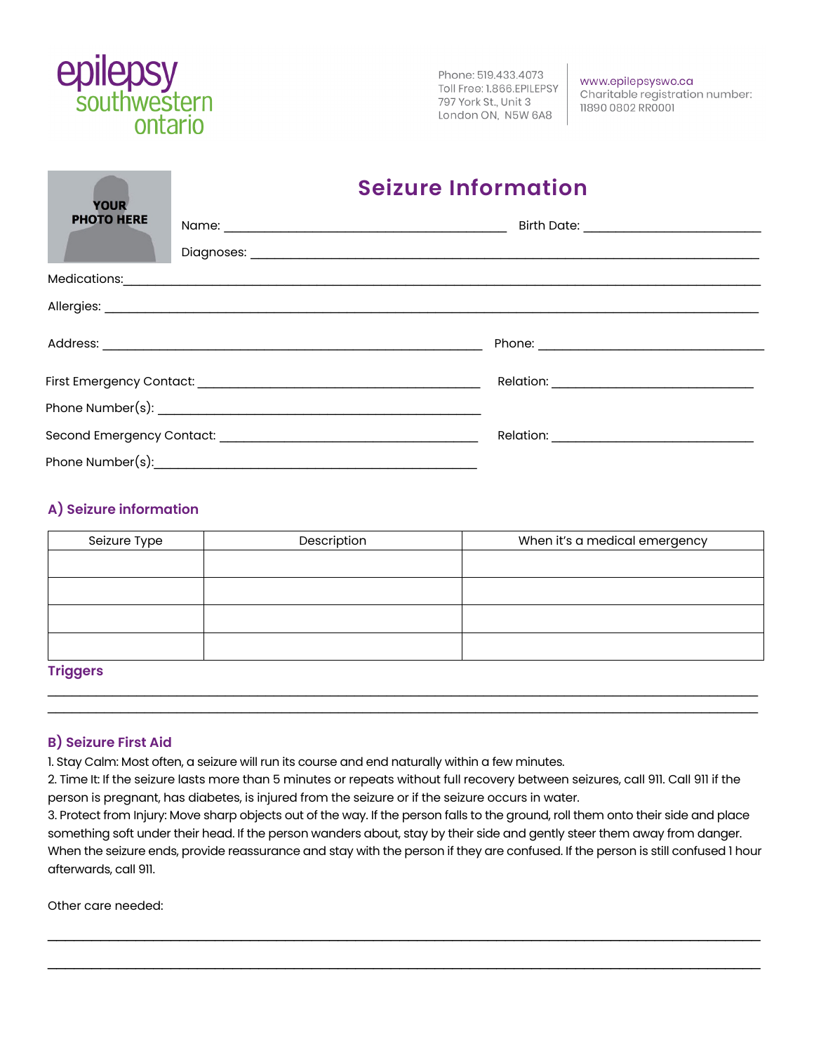epilepsy southwestern ontario

Phone: 519.433.4073
Toll Free: 1.866.EPILEPSY
797 York St., Unit 3
London ON, N5W 6A8

www.epilepsyswo.ca
Charitable registration number:
11890 0802 RR0001

YOUR PHOTO HERE

# Seizure Information

Name: ________________________________ Birth Date: ______________________

Diagnoses: ____________________________________________________________

Medications: ___________________________________________________________

Allergies: _____________________________________________________________

Address: ____________________________________________ Phone: ___________________________

First Emergency Contact: __________________________________ Relation: _________________________

Phone Number(s): _________________________________________

Second Emergency Contact: _________________________________ Relation: _________________________

Phone Number(s): _________________________________________

## A) Seizure information

| Seizure Type | Description | When it's a medical emergency |
|---|---|---|
| | | |
| | | |
| | | |
| | | |

### Triggers

_______________________________________________________________________________

_______________________________________________________________________________

## B) Seizure First Aid

1. Stay Calm: Most often, a seizure will run its course and end naturally within a few minutes.
2. Time It: If the seizure lasts more than 5 minutes or repeats without full recovery between seizures, call 911. Call 911 if the person is pregnant, has diabetes, is injured from the seizure or if the seizure occurs in water.
3. Protect from Injury: Move sharp objects out of the way. If the person falls to the ground, roll them onto their side and place something soft under their head. If the person wanders about, stay by their side and gently steer them away from danger. When the seizure ends, provide reassurance and stay with the person if they are confused. If the person is still confused 1 hour afterwards, call 911.

Other care needed:

_______________________________________________________________________________

_______________________________________________________________________________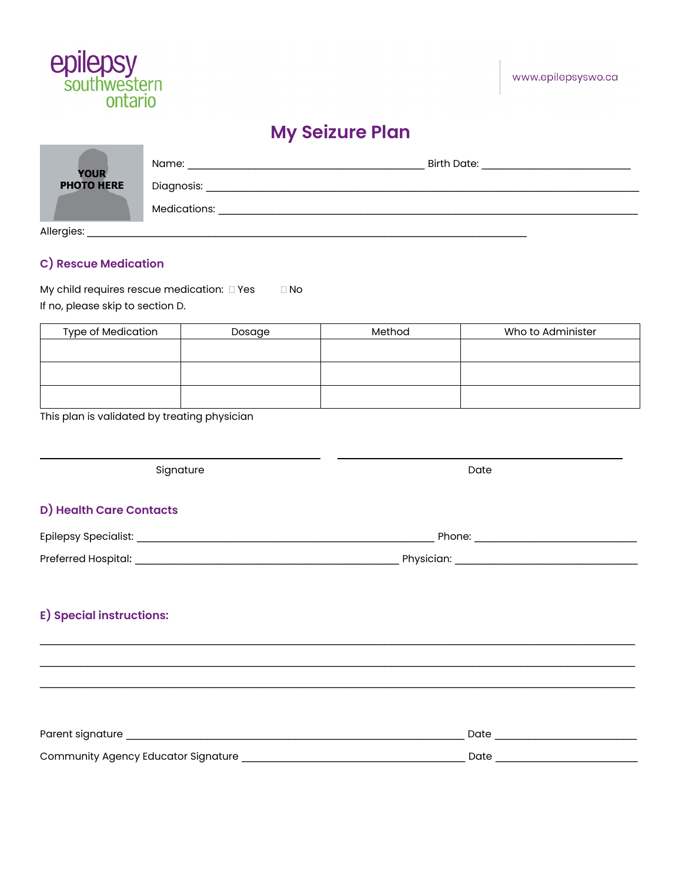epilepsy southwestern ontario

www.epilepsyswo.ca

# My Seizure Plan

YOUR PHOTO HERE

Name: ________________________________________ Birth Date: __________________________

Diagnosis: ____________________________________________________________________________

Medications: __________________________________________________________________________

Allergies: ____________________________________________________________________________

## C) Rescue Medication

My child requires rescue medication: ☐ Yes ☐ No

If no, please skip to section D.

| Type of Medication | Dosage | Method | Who to Administer |
|---|---|---|---|
| | | | |
| | | | |
| | | | |

This plan is validated by treating physician

_______________________________ _______________________________

Signature Date

## D) Health Care Contacts

Epilepsy Specialist: ______________________________________ Phone: __________________________

Preferred Hospital: ______________________________________ Physician: ________________________

## E) Special instructions:

______________________________________________________________________________________

______________________________________________________________________________________

______________________________________________________________________________________

Parent signature ______________________________________________ Date ________________________

Community Agency Educator Signature ______________________________ Date ________________________